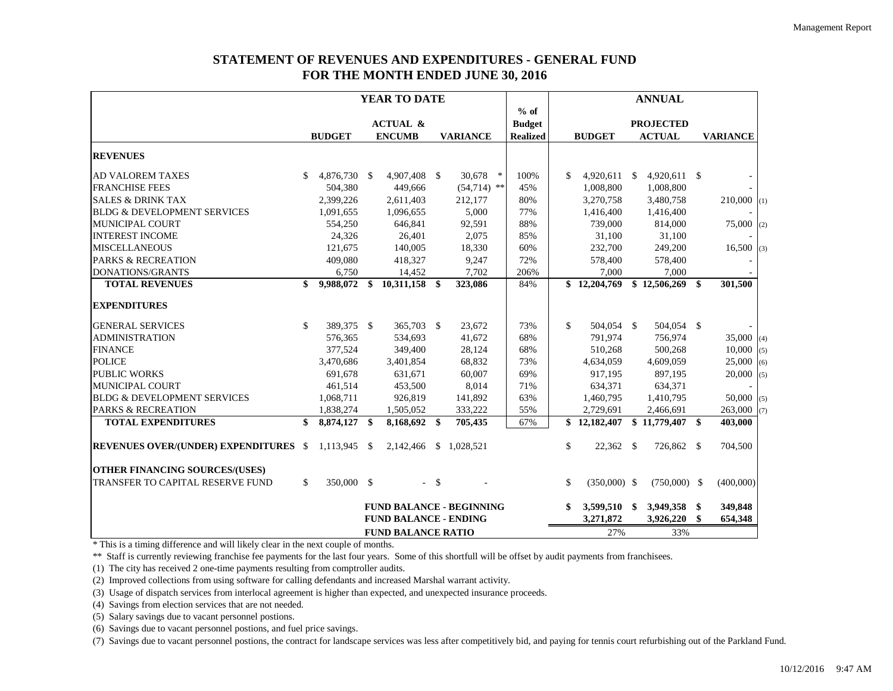# STATEMENT OF REVENUES AND EXPENDITURES - GENERAL FUND
## FOR THE MONTH ENDED JUNE 30, 2016

| | YEAR TO DATE | | | % of Budget Realized | ANNUAL | | |
|---|---|---|---|---|---|---|---|
| | BUDGET | ACTUAL & ENCUMB | VARIANCE | | BUDGET | PROJECTED ACTUAL | VARIANCE |
| **REVENUES** | | | | | | | |
| AD VALOREM TAXES | $ 4,876,730 | $ 4,907,408 | $ 30,678 * | 100% | $ 4,920,611 | $ 4,920,611 | $ - |
| FRANCHISE FEES | 504,380 | 449,666 | (54,714) ** | 45% | 1,008,800 | 1,008,800 | - |
| SALES & DRINK TAX | 2,399,226 | 2,611,403 | 212,177 | 80% | 3,270,758 | 3,480,758 | 210,000 (1) |
| BLDG & DEVELOPMENT SERVICES | 1,091,655 | 1,096,655 | 5,000 | 77% | 1,416,400 | 1,416,400 | - |
| MUNICIPAL COURT | 554,250 | 646,841 | 92,591 | 88% | 739,000 | 814,000 | 75,000 (2) |
| INTEREST INCOME | 24,326 | 26,401 | 2,075 | 85% | 31,100 | 31,100 | - |
| MISCELLANEOUS | 121,675 | 140,005 | 18,330 | 60% | 232,700 | 249,200 | 16,500 (3) |
| PARKS & RECREATION | 409,080 | 418,327 | 9,247 | 72% | 578,400 | 578,400 | - |
| DONATIONS/GRANTS | 6,750 | 14,452 | 7,702 | 206% | 7,000 | 7,000 | - |
| **TOTAL REVENUES** | **$ 9,988,072** | **$ 10,311,158** | **$ 323,086** | 84% | **$ 12,204,769** | **$ 12,506,269** | **$ 301,500** |
| **EXPENDITURES** | | | | | | | |
| GENERAL SERVICES | $ 389,375 | $ 365,703 | $ 23,672 | 73% | $ 504,054 | $ 504,054 | $ - |
| ADMINISTRATION | 576,365 | 534,693 | 41,672 | 68% | 791,974 | 756,974 | 35,000 (4) |
| FINANCE | 377,524 | 349,400 | 28,124 | 68% | 510,268 | 500,268 | 10,000 (5) |
| POLICE | 3,470,686 | 3,401,854 | 68,832 | 73% | 4,634,059 | 4,609,059 | 25,000 (6) |
| PUBLIC WORKS | 691,678 | 631,671 | 60,007 | 69% | 917,195 | 897,195 | 20,000 (5) |
| MUNICIPAL COURT | 461,514 | 453,500 | 8,014 | 71% | 634,371 | 634,371 | - |
| BLDG & DEVELOPMENT SERVICES | 1,068,711 | 926,819 | 141,892 | 63% | 1,460,795 | 1,410,795 | 50,000 (5) |
| PARKS & RECREATION | 1,838,274 | 1,505,052 | 333,222 | 55% | 2,729,691 | 2,466,691 | 263,000 (7) |
| **TOTAL EXPENDITURES** | **$ 8,874,127** | **$ 8,168,692** | **$ 705,435** | 67% | **$ 12,182,407** | **$ 11,779,407** | **$ 403,000** |
| **REVENUES OVER/(UNDER) EXPENDITURES** | $ 1,113,945 | $ 2,142,466 | $ 1,028,521 | | $ 22,362 | $ 726,862 | $ 704,500 |
| **OTHER FINANCING SOURCES/(USES)** | | | | | | | |
| TRANSFER TO CAPITAL RESERVE FUND | $ 350,000 | $ - | $ - | | $ (350,000) | $ (750,000) | $ (400,000) |
| | | **FUND BALANCE - BEGINNING** | | | **$ 3,599,510** | **$ 3,949,358** | **$ 349,848** |
| | | **FUND BALANCE - ENDING** | | | **3,271,872** | **3,926,220** | **$ 654,348** |
| | | **FUND BALANCE RATIO** | | | 27% | 33% | |

\* This is a timing difference and will likely clear in the next couple of months.

\*\* Staff is currently reviewing franchise fee payments for the last four years. Some of this shortfull will be offset by audit payments from franchisees.

(1) The city has received 2 one-time payments resulting from comptroller audits.

(2) Improved collections from using software for calling defendants and increased Marshal warrant activity.

(3) Usage of dispatch services from interlocal agreement is higher than expected, and unexpected insurance proceeds.

(4) Savings from election services that are not needed.

(5) Salary savings due to vacant personnel postions.

(6) Savings due to vacant personnel postions, and fuel price savings.

(7) Savings due to vacant personnel postions, the contract for landscape services was less after competitively bid, and paying for tennis court refurbishing out of the Parkland Fund.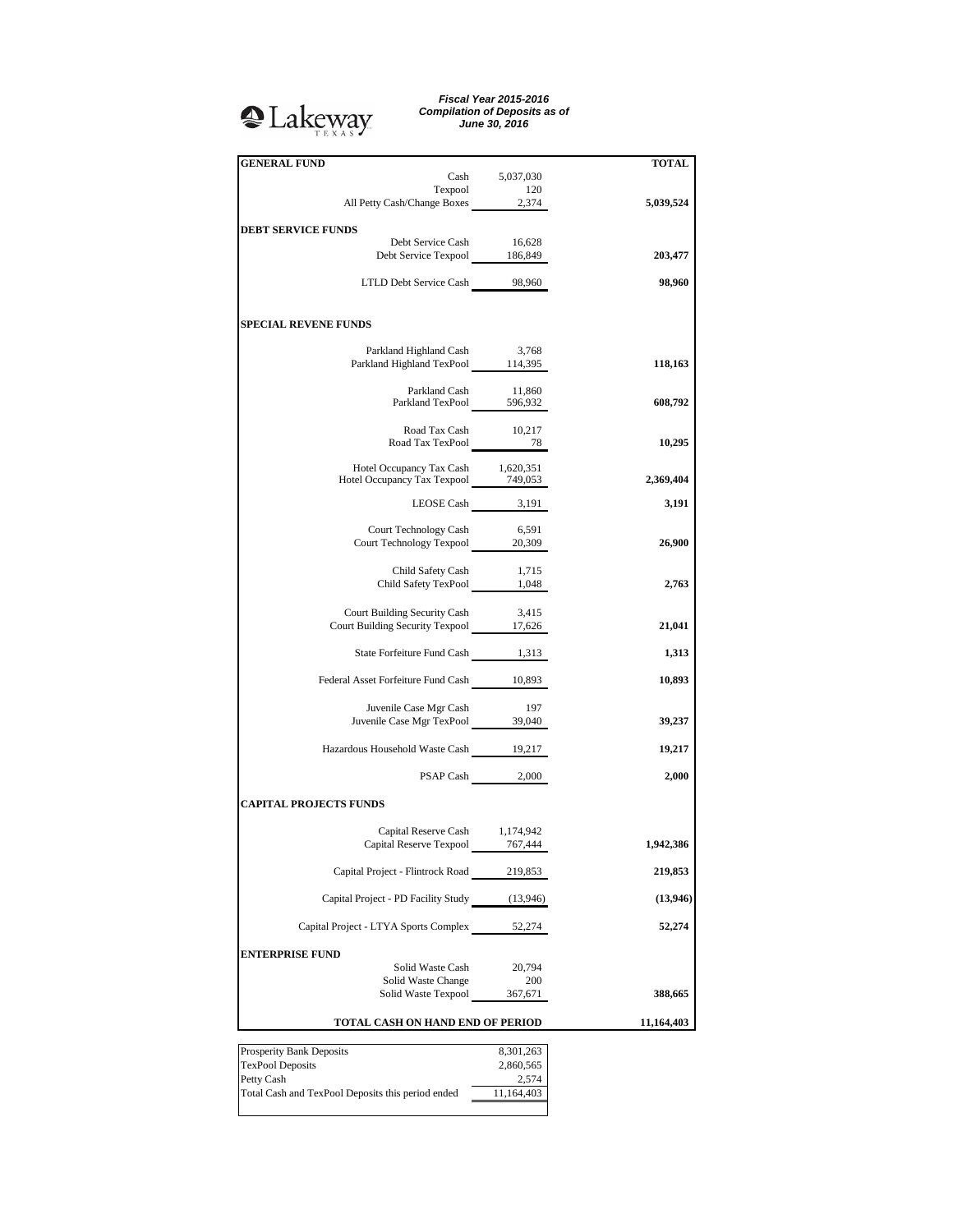Lakeway TEXAS

***Fiscal Year 2015-2016***
***Compilation of Deposits as of***
***June 30, 2016***

| **GENERAL FUND** | | **TOTAL** |
|---|---|---|
| Cash | 5,037,030 | |
| Texpool | 120 | |
| All Petty Cash/Change Boxes | 2,374 | **5,039,524** |
| **DEBT SERVICE FUNDS** | | |
| Debt Service Cash | 16,628 | |
| Debt Service Texpool | 186,849 | **203,477** |
| LTLD Debt Service Cash | 98,960 | **98,960** |
| **SPECIAL REVENE FUNDS** | | |
| Parkland Highland Cash | 3,768 | |
| Parkland Highland TexPool | 114,395 | **118,163** |
| Parkland Cash | 11,860 | |
| Parkland TexPool | 596,932 | **608,792** |
| Road Tax Cash | 10,217 | |
| Road Tax TexPool | 78 | **10,295** |
| Hotel Occupancy Tax Cash | 1,620,351 | |
| Hotel Occupancy Tax Texpool | 749,053 | **2,369,404** |
| LEOSE Cash | 3,191 | **3,191** |
| Court Technology Cash | 6,591 | |
| Court Technology Texpool | 20,309 | **26,900** |
| Child Safety Cash | 1,715 | |
| Child Safety TexPool | 1,048 | **2,763** |
| Court Building Security Cash | 3,415 | |
| Court Building Security Texpool | 17,626 | **21,041** |
| State Forfeiture Fund Cash | 1,313 | **1,313** |
| Federal Asset Forfeiture Fund Cash | 10,893 | **10,893** |
| Juvenile Case Mgr Cash | 197 | |
| Juvenile Case Mgr TexPool | 39,040 | **39,237** |
| Hazardous Household Waste Cash | 19,217 | **19,217** |
| PSAP Cash | 2,000 | **2,000** |
| **CAPITAL PROJECTS FUNDS** | | |
| Capital Reserve Cash | 1,174,942 | |
| Capital Reserve Texpool | 767,444 | **1,942,386** |
| Capital Project - Flintrock Road | 219,853 | **219,853** |
| Capital Project - PD Facility Study | (13,946) | **(13,946)** |
| Capital Project - LTYA Sports Complex | 52,274 | **52,274** |
| **ENTERPRISE FUND** | | |
| Solid Waste Cash | 20,794 | |
| Solid Waste Change | 200 | |
| Solid Waste Texpool | 367,671 | **388,665** |
| **TOTAL CASH ON HAND END OF PERIOD** | | **11,164,403** |

| | |
|---|---|
| Prosperity Bank Deposits | 8,301,263 |
| TexPool Deposits | 2,860,565 |
| Petty Cash | 2,574 |
| Total Cash and TexPool Deposits this period ended | 11,164,403 |